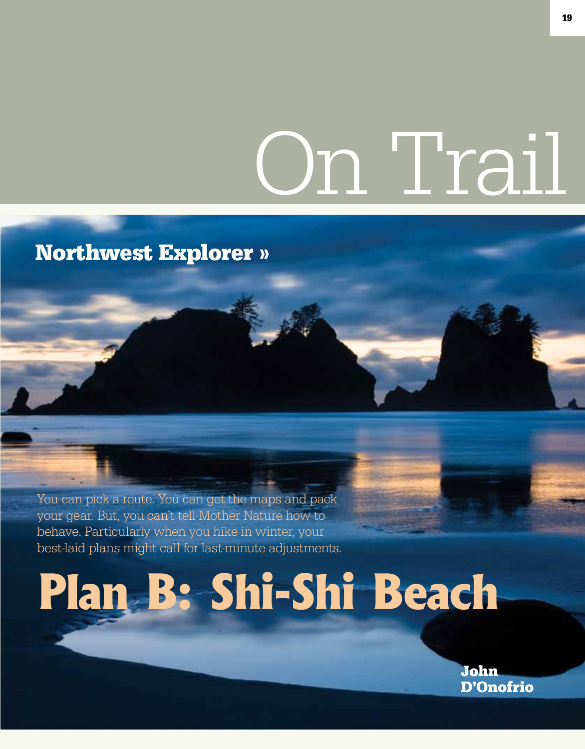# On Trail

## Northwest Explorer »

You can pick a route. You can get the maps and pack your gear. But, you can't tell Mother Nature how to behave. Particularly when you hike in winter, your best-laid plans might call for last-minute adjustments.

# Plan B: Shi-Shi Beach

**John D'Onofrio**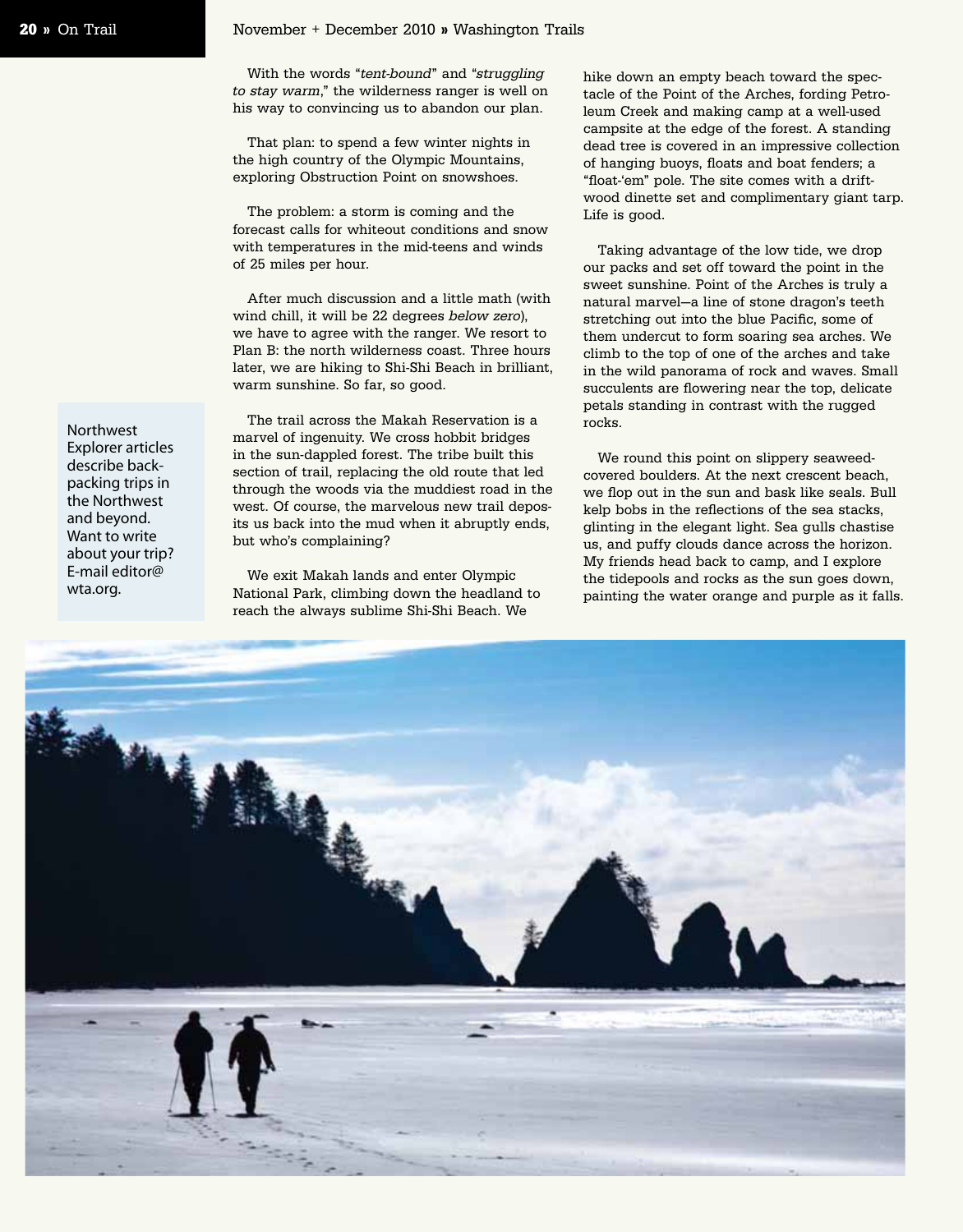With the words "*tent-bound*" and "*struggling to stay warm*," the wilderness ranger is well on his way to convincing us to abandon our plan.

That plan: to spend a few winter nights in the high country of the Olympic Mountains, exploring Obstruction Point on snowshoes.

The problem: a storm is coming and the forecast calls for whiteout conditions and snow with temperatures in the mid-teens and winds of 25 miles per hour.

After much discussion and a little math (with wind chill, it will be 22 degrees *below zero*), we have to agree with the ranger. We resort to Plan B: the north wilderness coast. Three hours later, we are hiking to Shi-Shi Beach in brilliant, warm sunshine. So far, so good.

The trail across the Makah Reservation is a marvel of ingenuity. We cross hobbit bridges in the sun-dappled forest. The tribe built this section of trail, replacing the old route that led through the woods via the muddiest road in the west. Of course, the marvelous new trail deposits us back into the mud when it abruptly ends, but who's complaining?

We exit Makah lands and enter Olympic National Park, climbing down the headland to reach the always sublime Shi-Shi Beach. We hike down an empty beach toward the spectacle of the Point of the Arches, fording Petroleum Creek and making camp at a well-used campsite at the edge of the forest. A standing dead tree is covered in an impressive collection of hanging buoys, floats and boat fenders; a "float-'em" pole. The site comes with a driftwood dinette set and complimentary giant tarp. Life is good.

Taking advantage of the low tide, we drop our packs and set off toward the point in the sweet sunshine. Point of the Arches is truly a natural marvel—a line of stone dragon's teeth stretching out into the blue Pacific, some of them undercut to form soaring sea arches. We climb to the top of one of the arches and take in the wild panorama of rock and waves. Small succulents are flowering near the top, delicate petals standing in contrast with the rugged rocks.

We round this point on slippery seaweed-covered boulders. At the next crescent beach, we flop out in the sun and bask like seals. Bull kelp bobs in the reflections of the sea stacks, glinting in the elegant light. Sea gulls chastise us, and puffy clouds dance across the horizon. My friends head back to camp, and I explore the tidepools and rocks as the sun goes down, painting the water orange and purple as it falls.

Northwest Explorer articles describe backpacking trips in the Northwest and beyond. Want to write about your trip? E-mail editor@wta.org.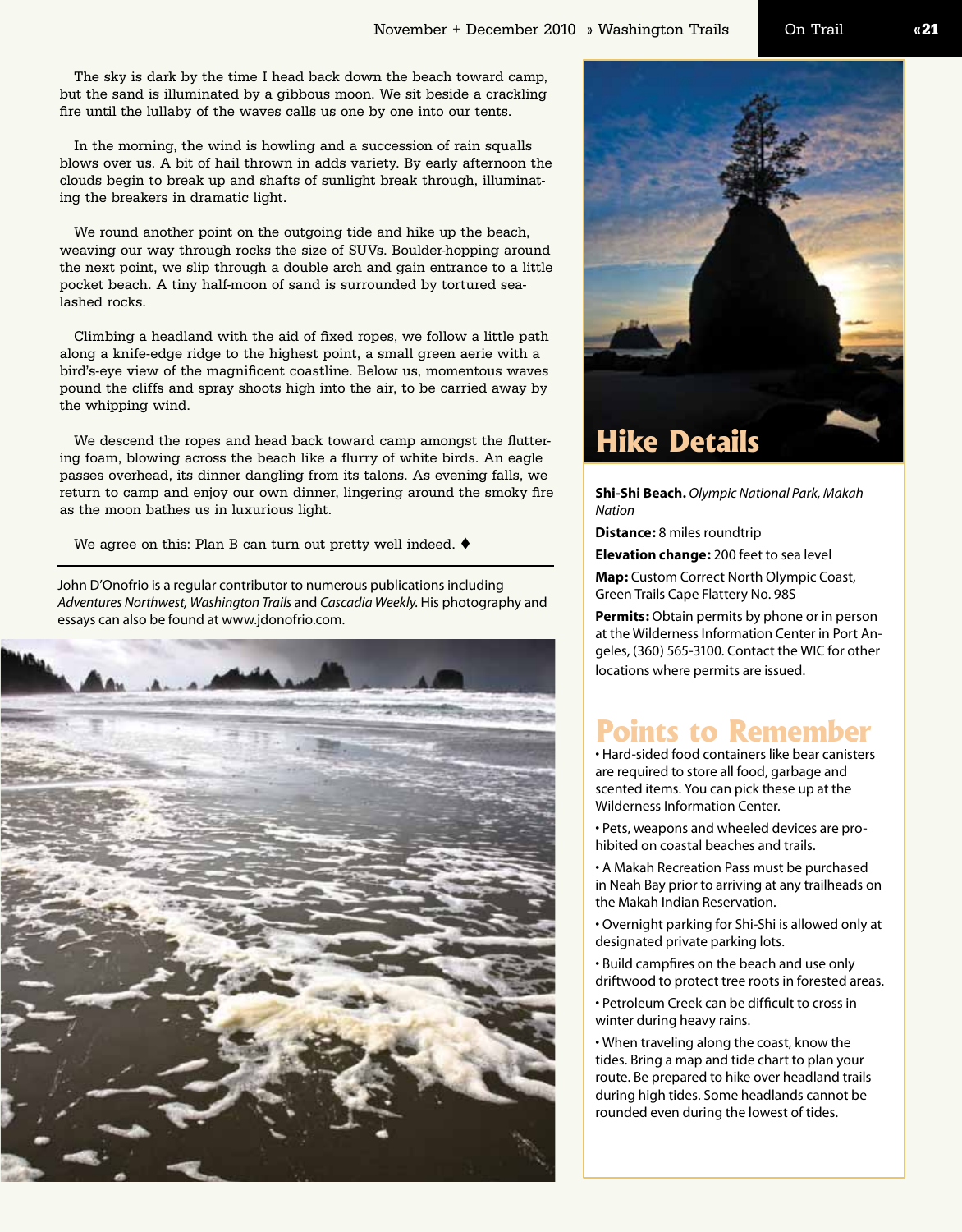The sky is dark by the time I head back down the beach toward camp, but the sand is illuminated by a gibbous moon. We sit beside a crackling fire until the lullaby of the waves calls us one by one into our tents.

In the morning, the wind is howling and a succession of rain squalls blows over us. A bit of hail thrown in adds variety. By early afternoon the clouds begin to break up and shafts of sunlight break through, illuminating the breakers in dramatic light.

We round another point on the outgoing tide and hike up the beach, weaving our way through rocks the size of SUVs. Boulder-hopping around the next point, we slip through a double arch and gain entrance to a little pocket beach. A tiny half-moon of sand is surrounded by tortured sea-lashed rocks.

Climbing a headland with the aid of fixed ropes, we follow a little path along a knife-edge ridge to the highest point, a small green aerie with a bird's-eye view of the magnificent coastline. Below us, momentous waves pound the cliffs and spray shoots high into the air, to be carried away by the whipping wind.

We descend the ropes and head back toward camp amongst the fluttering foam, blowing across the beach like a flurry of white birds. An eagle passes overhead, its dinner dangling from its talons. As evening falls, we return to camp and enjoy our own dinner, lingering around the smoky fire as the moon bathes us in luxurious light.

We agree on this: Plan B can turn out pretty well indeed. ♦

---

John D'Onofrio is a regular contributor to numerous publications including *Adventures Northwest, Washington Trails* and *Cascadia Weekly*. His photography and essays can also be found at www.jdonofrio.com.

## Hike Details

**Shi-Shi Beach.** *Olympic National Park, Makah Nation*

**Distance:** 8 miles roundtrip

**Elevation change:** 200 feet to sea level

**Map:** Custom Correct North Olympic Coast, Green Trails Cape Flattery No. 98S

**Permits:** Obtain permits by phone or in person at the Wilderness Information Center in Port Angeles, (360) 565-3100. Contact the WIC for other locations where permits are issued.

## Points to Remember

- Hard-sided food containers like bear canisters are required to store all food, garbage and scented items. You can pick these up at the Wilderness Information Center.
- Pets, weapons and wheeled devices are prohibited on coastal beaches and trails.
- A Makah Recreation Pass must be purchased in Neah Bay prior to arriving at any trailheads on the Makah Indian Reservation.
- Overnight parking for Shi-Shi is allowed only at designated private parking lots.
- Build campfires on the beach and use only driftwood to protect tree roots in forested areas.
- Petroleum Creek can be difficult to cross in winter during heavy rains.
- When traveling along the coast, know the tides. Bring a map and tide chart to plan your route. Be prepared to hike over headland trails during high tides. Some headlands cannot be rounded even during the lowest of tides.